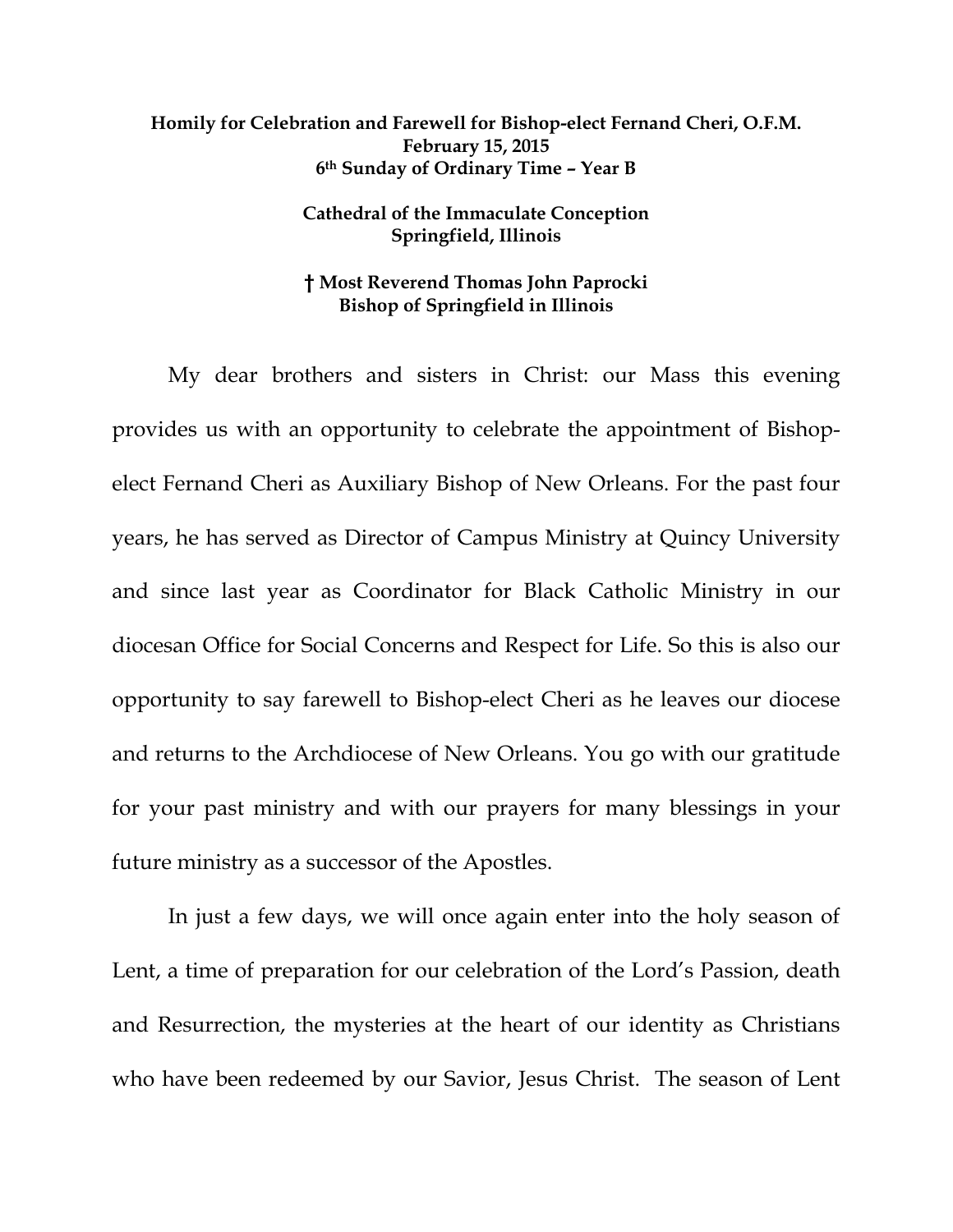**Homily for Celebration and Farewell for Bishop-elect Fernand Cheri, O.F.M.**
**February 15, 2015**
**6th Sunday of Ordinary Time – Year B**

**Cathedral of the Immaculate Conception**
**Springfield, Illinois**

**† Most Reverend Thomas John Paprocki**
**Bishop of Springfield in Illinois**

My dear brothers and sisters in Christ: our Mass this evening provides us with an opportunity to celebrate the appointment of Bishop-elect Fernand Cheri as Auxiliary Bishop of New Orleans. For the past four years, he has served as Director of Campus Ministry at Quincy University and since last year as Coordinator for Black Catholic Ministry in our diocesan Office for Social Concerns and Respect for Life. So this is also our opportunity to say farewell to Bishop-elect Cheri as he leaves our diocese and returns to the Archdiocese of New Orleans. You go with our gratitude for your past ministry and with our prayers for many blessings in your future ministry as a successor of the Apostles.

In just a few days, we will once again enter into the holy season of Lent, a time of preparation for our celebration of the Lord's Passion, death and Resurrection, the mysteries at the heart of our identity as Christians who have been redeemed by our Savior, Jesus Christ. The season of Lent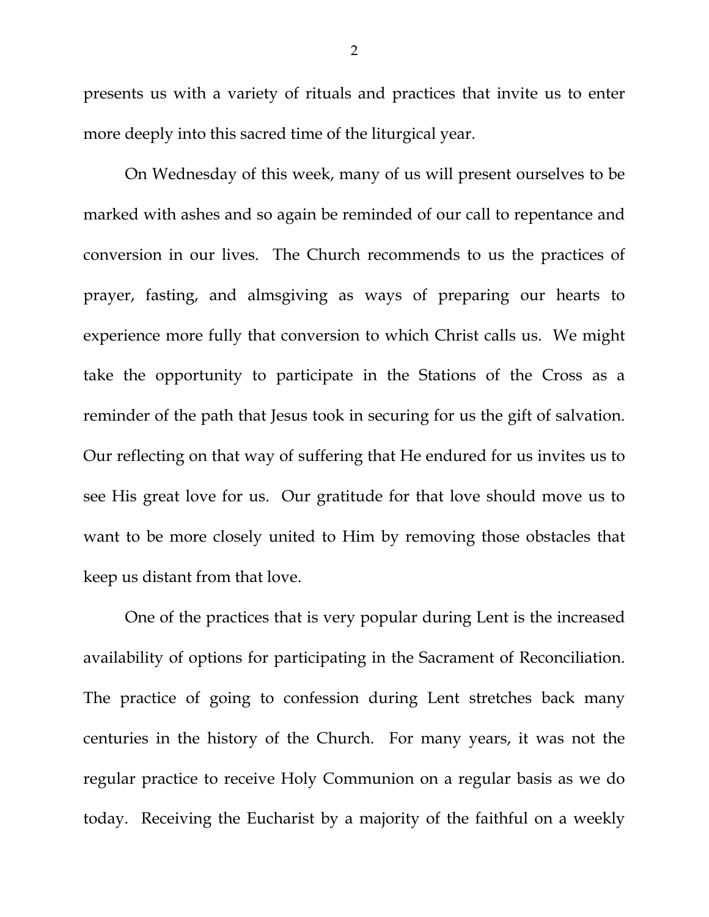presents us with a variety of rituals and practices that invite us to enter more deeply into this sacred time of the liturgical year.

On Wednesday of this week, many of us will present ourselves to be marked with ashes and so again be reminded of our call to repentance and conversion in our lives. The Church recommends to us the practices of prayer, fasting, and almsgiving as ways of preparing our hearts to experience more fully that conversion to which Christ calls us. We might take the opportunity to participate in the Stations of the Cross as a reminder of the path that Jesus took in securing for us the gift of salvation. Our reflecting on that way of suffering that He endured for us invites us to see His great love for us. Our gratitude for that love should move us to want to be more closely united to Him by removing those obstacles that keep us distant from that love.

One of the practices that is very popular during Lent is the increased availability of options for participating in the Sacrament of Reconciliation. The practice of going to confession during Lent stretches back many centuries in the history of the Church. For many years, it was not the regular practice to receive Holy Communion on a regular basis as we do today. Receiving the Eucharist by a majority of the faithful on a weekly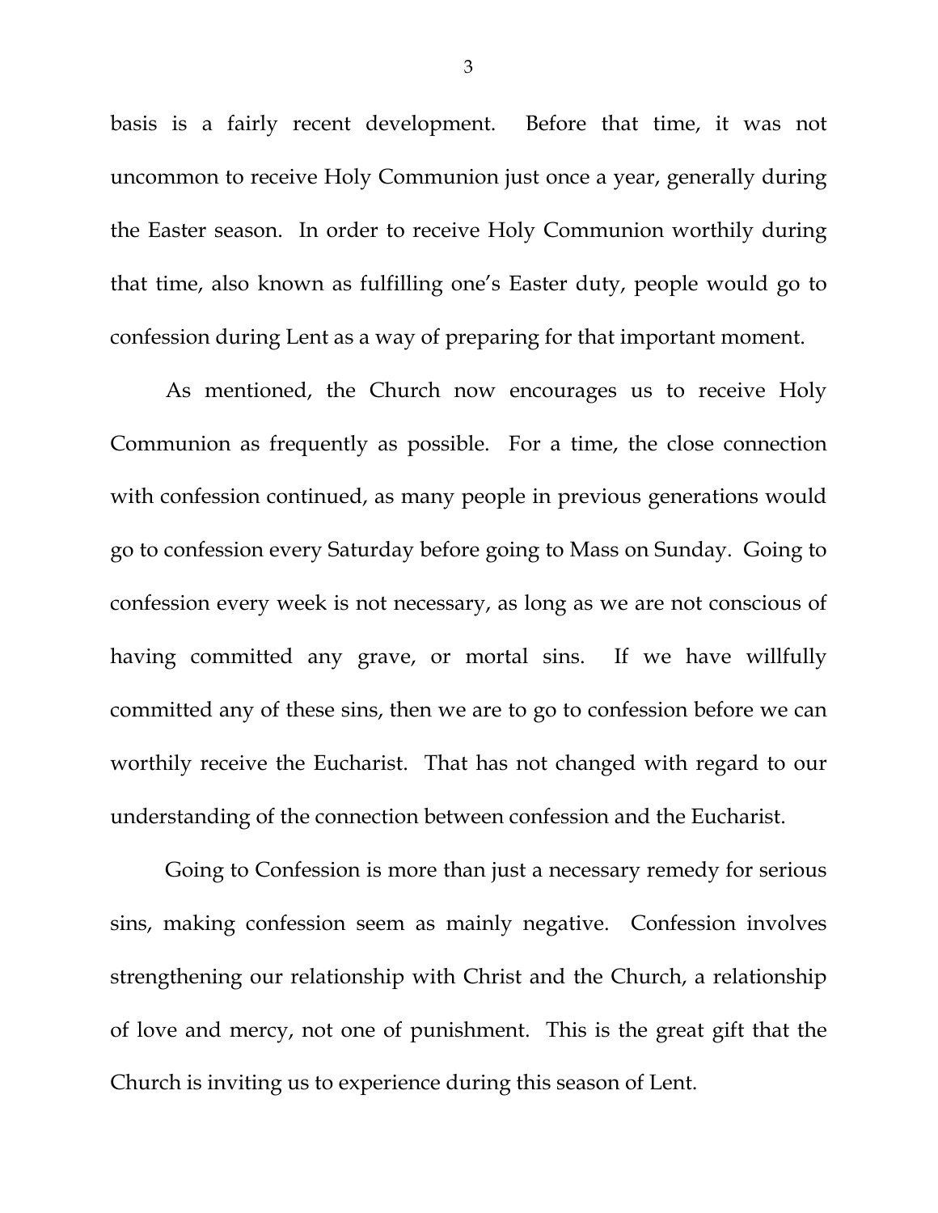basis is a fairly recent development. Before that time, it was not uncommon to receive Holy Communion just once a year, generally during the Easter season. In order to receive Holy Communion worthily during that time, also known as fulfilling one's Easter duty, people would go to confession during Lent as a way of preparing for that important moment.

As mentioned, the Church now encourages us to receive Holy Communion as frequently as possible. For a time, the close connection with confession continued, as many people in previous generations would go to confession every Saturday before going to Mass on Sunday. Going to confession every week is not necessary, as long as we are not conscious of having committed any grave, or mortal sins. If we have willfully committed any of these sins, then we are to go to confession before we can worthily receive the Eucharist. That has not changed with regard to our understanding of the connection between confession and the Eucharist.

Going to Confession is more than just a necessary remedy for serious sins, making confession seem as mainly negative. Confession involves strengthening our relationship with Christ and the Church, a relationship of love and mercy, not one of punishment. This is the great gift that the Church is inviting us to experience during this season of Lent.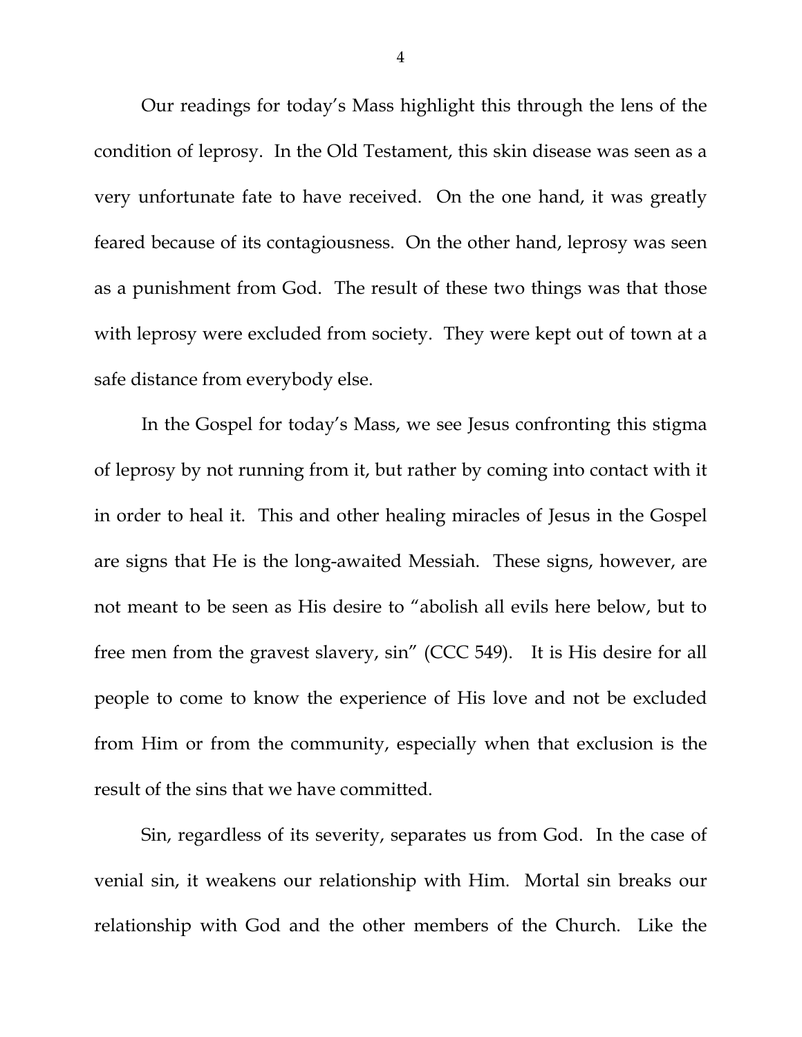Our readings for today's Mass highlight this through the lens of the condition of leprosy. In the Old Testament, this skin disease was seen as a very unfortunate fate to have received. On the one hand, it was greatly feared because of its contagiousness. On the other hand, leprosy was seen as a punishment from God. The result of these two things was that those with leprosy were excluded from society. They were kept out of town at a safe distance from everybody else.

In the Gospel for today's Mass, we see Jesus confronting this stigma of leprosy by not running from it, but rather by coming into contact with it in order to heal it. This and other healing miracles of Jesus in the Gospel are signs that He is the long-awaited Messiah. These signs, however, are not meant to be seen as His desire to "abolish all evils here below, but to free men from the gravest slavery, sin" (CCC 549). It is His desire for all people to come to know the experience of His love and not be excluded from Him or from the community, especially when that exclusion is the result of the sins that we have committed.

Sin, regardless of its severity, separates us from God. In the case of venial sin, it weakens our relationship with Him. Mortal sin breaks our relationship with God and the other members of the Church. Like the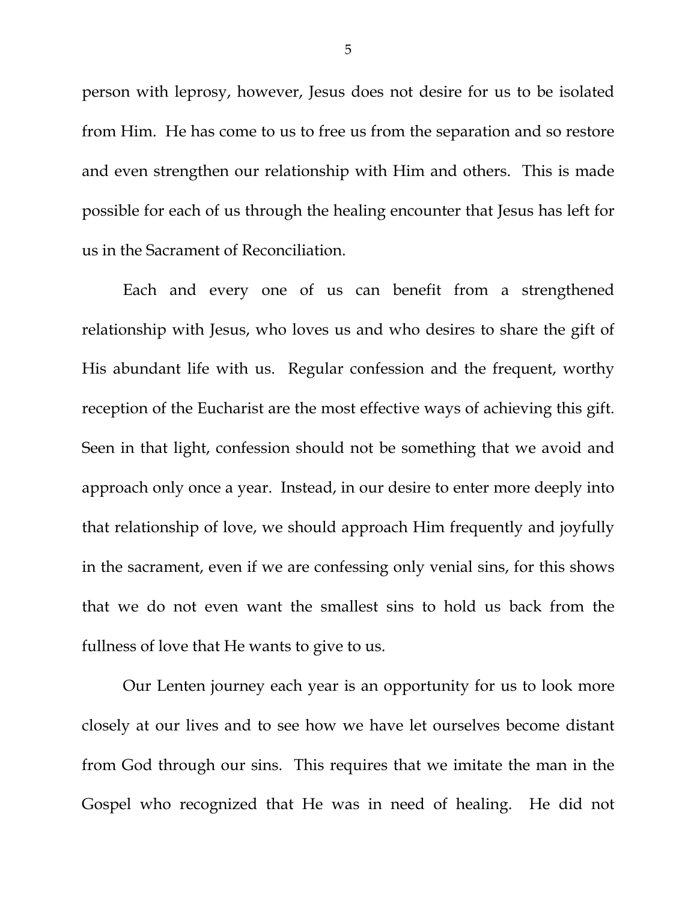person with leprosy, however, Jesus does not desire for us to be isolated from Him. He has come to us to free us from the separation and so restore and even strengthen our relationship with Him and others. This is made possible for each of us through the healing encounter that Jesus has left for us in the Sacrament of Reconciliation.

Each and every one of us can benefit from a strengthened relationship with Jesus, who loves us and who desires to share the gift of His abundant life with us. Regular confession and the frequent, worthy reception of the Eucharist are the most effective ways of achieving this gift. Seen in that light, confession should not be something that we avoid and approach only once a year. Instead, in our desire to enter more deeply into that relationship of love, we should approach Him frequently and joyfully in the sacrament, even if we are confessing only venial sins, for this shows that we do not even want the smallest sins to hold us back from the fullness of love that He wants to give to us.

Our Lenten journey each year is an opportunity for us to look more closely at our lives and to see how we have let ourselves become distant from God through our sins. This requires that we imitate the man in the Gospel who recognized that He was in need of healing. He did not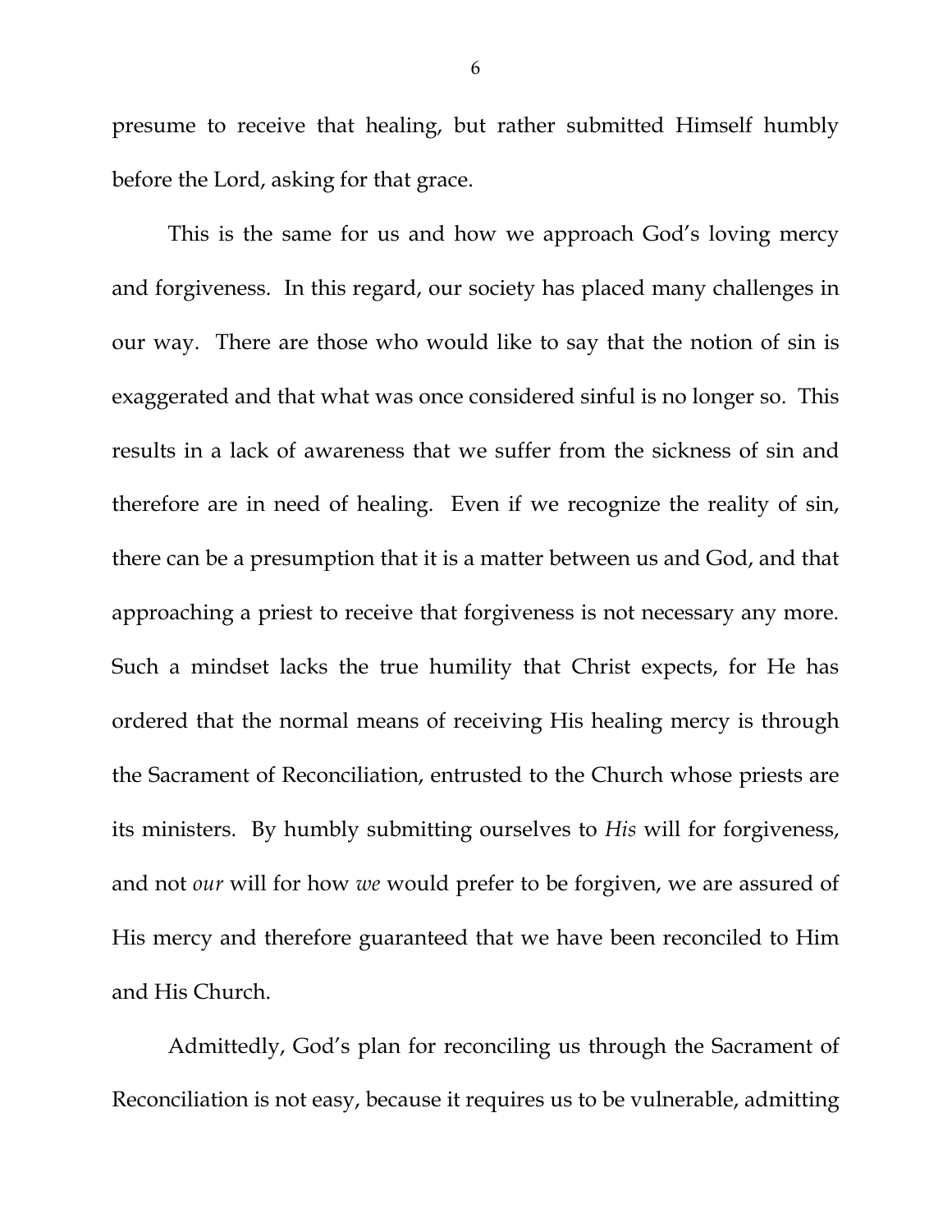presume to receive that healing, but rather submitted Himself humbly before the Lord, asking for that grace.

This is the same for us and how we approach God's loving mercy and forgiveness. In this regard, our society has placed many challenges in our way. There are those who would like to say that the notion of sin is exaggerated and that what was once considered sinful is no longer so. This results in a lack of awareness that we suffer from the sickness of sin and therefore are in need of healing. Even if we recognize the reality of sin, there can be a presumption that it is a matter between us and God, and that approaching a priest to receive that forgiveness is not necessary any more. Such a mindset lacks the true humility that Christ expects, for He has ordered that the normal means of receiving His healing mercy is through the Sacrament of Reconciliation, entrusted to the Church whose priests are its ministers. By humbly submitting ourselves to *His* will for forgiveness, and not *our* will for how *we* would prefer to be forgiven, we are assured of His mercy and therefore guaranteed that we have been reconciled to Him and His Church.

Admittedly, God's plan for reconciling us through the Sacrament of Reconciliation is not easy, because it requires us to be vulnerable, admitting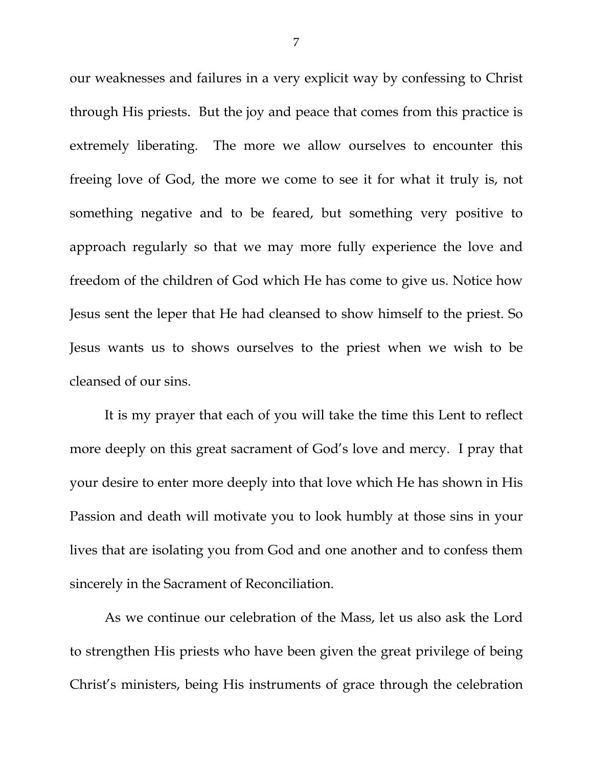our weaknesses and failures in a very explicit way by confessing to Christ through His priests. But the joy and peace that comes from this practice is extremely liberating. The more we allow ourselves to encounter this freeing love of God, the more we come to see it for what it truly is, not something negative and to be feared, but something very positive to approach regularly so that we may more fully experience the love and freedom of the children of God which He has come to give us. Notice how Jesus sent the leper that He had cleansed to show himself to the priest. So Jesus wants us to shows ourselves to the priest when we wish to be cleansed of our sins.

It is my prayer that each of you will take the time this Lent to reflect more deeply on this great sacrament of God's love and mercy. I pray that your desire to enter more deeply into that love which He has shown in His Passion and death will motivate you to look humbly at those sins in your lives that are isolating you from God and one another and to confess them sincerely in the Sacrament of Reconciliation.

As we continue our celebration of the Mass, let us also ask the Lord to strengthen His priests who have been given the great privilege of being Christ's ministers, being His instruments of grace through the celebration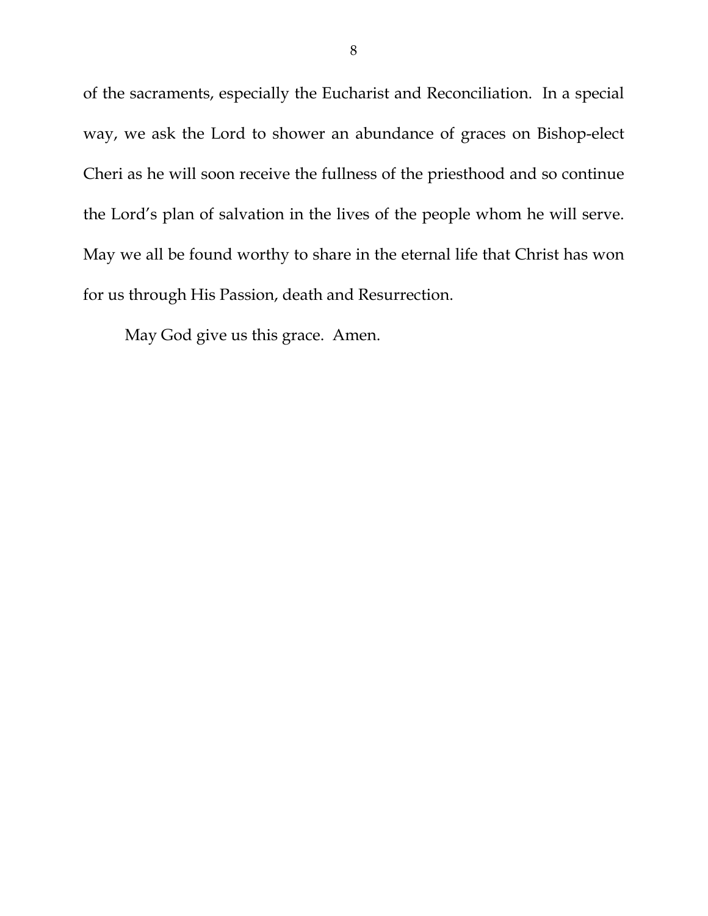of the sacraments, especially the Eucharist and Reconciliation. In a special way, we ask the Lord to shower an abundance of graces on Bishop-elect Cheri as he will soon receive the fullness of the priesthood and so continue the Lord's plan of salvation in the lives of the people whom he will serve. May we all be found worthy to share in the eternal life that Christ has won for us through His Passion, death and Resurrection.

May God give us this grace. Amen.